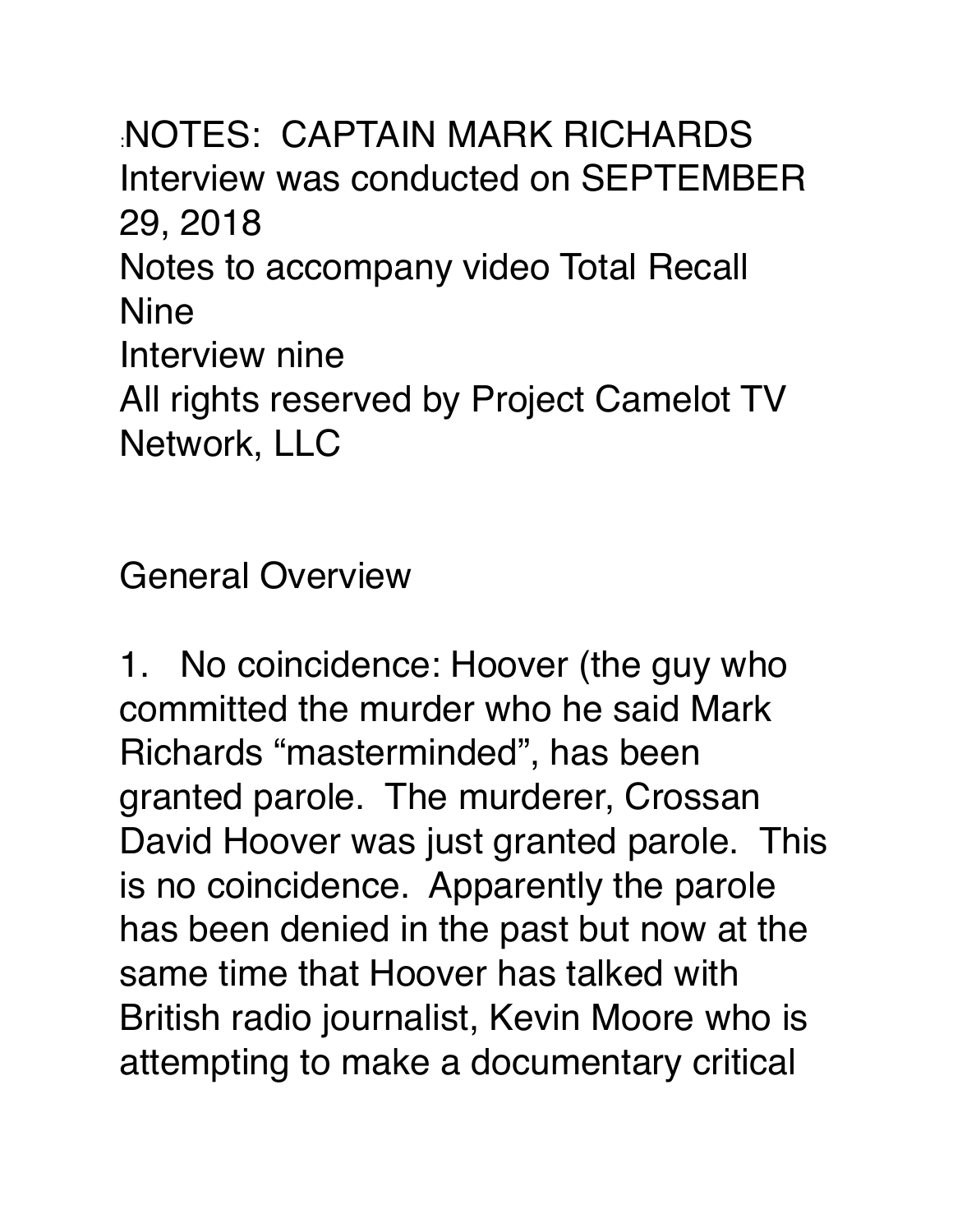:NOTES:  CAPTAIN MARK RICHARDS
Interview was conducted on SEPTEMBER 29, 2018
Notes to accompany video Total Recall Nine
Interview nine
All rights reserved by Project Camelot TV Network, LLC

General Overview

1. No coincidence: Hoover (the guy who committed the murder who he said Mark Richards "masterminded", has been granted parole. The murderer, Crossan David Hoover was just granted parole. This is no coincidence. Apparently the parole has been denied in the past but now at the same time that Hoover has talked with British radio journalist, Kevin Moore who is attempting to make a documentary critical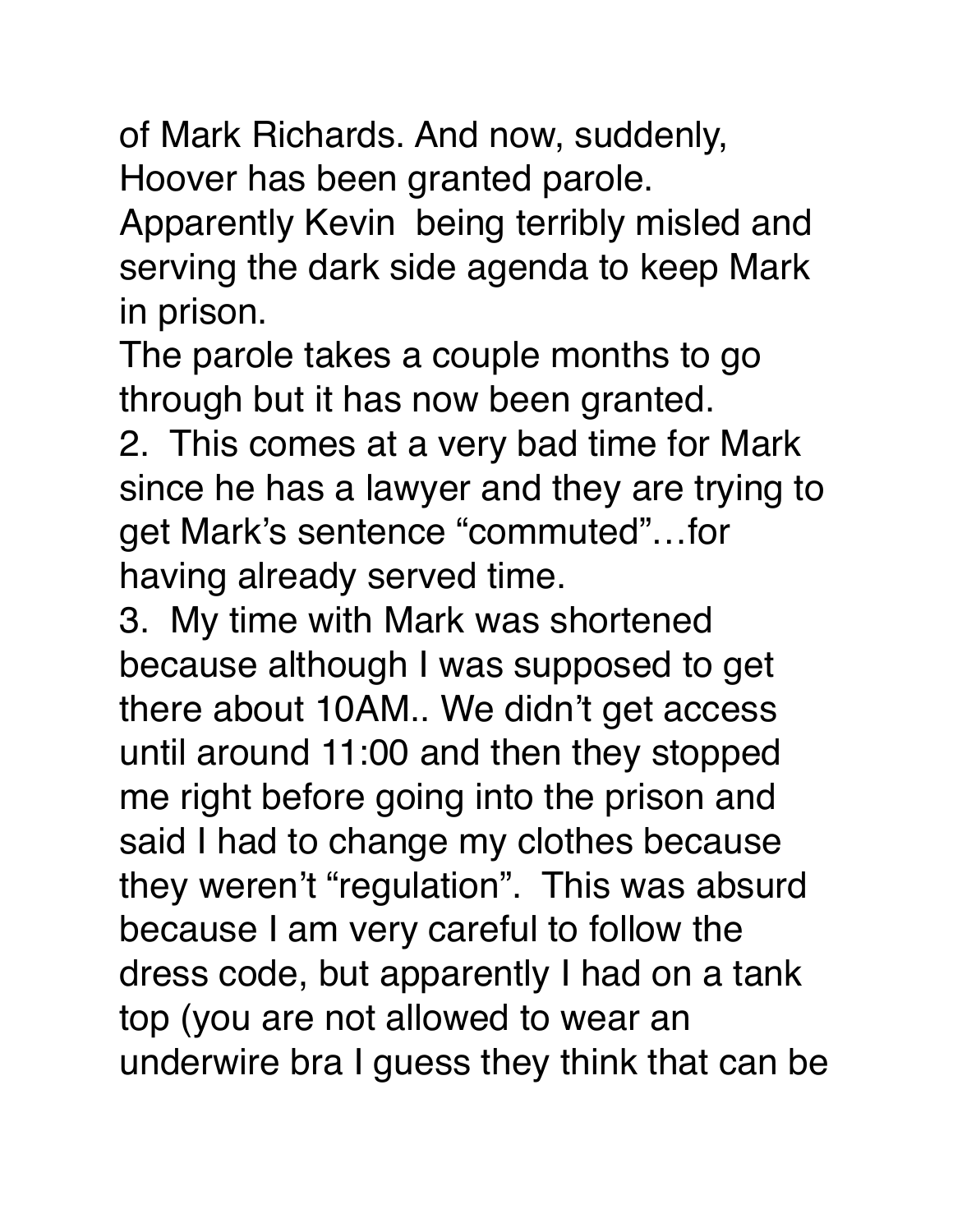of Mark Richards. And now, suddenly, Hoover has been granted parole. Apparently Kevin  being terribly misled and serving the dark side agenda to keep Mark in prison.

The parole takes a couple months to go through but it has now been granted.

2.  This comes at a very bad time for Mark since he has a lawyer and they are trying to get Mark's sentence "commuted"…for having already served time.

3.  My time with Mark was shortened because although I was supposed to get there about 10AM.. We didn't get access until around 11:00 and then they stopped me right before going into the prison and said I had to change my clothes because they weren't "regulation".  This was absurd because I am very careful to follow the dress code, but apparently I had on a tank top (you are not allowed to wear an underwire bra I guess they think that can be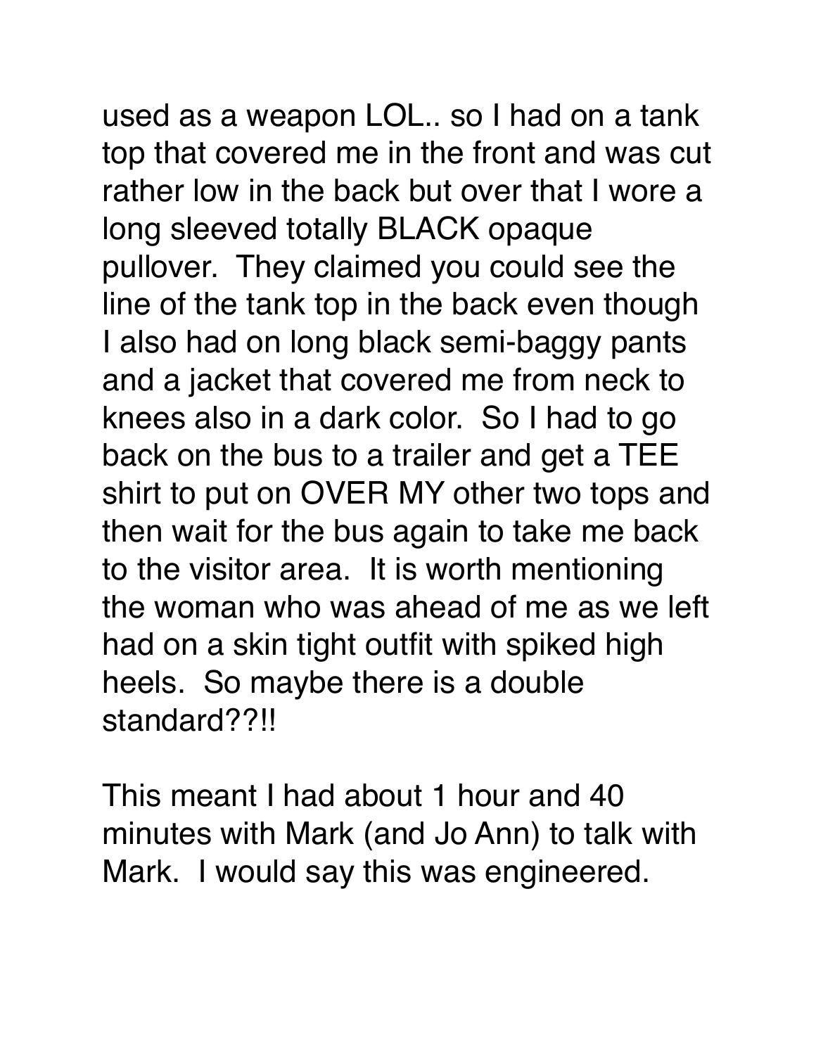used as a weapon LOL.. so I had on a tank top that covered me in the front and was cut rather low in the back but over that I wore a long sleeved totally BLACK opaque pullover. They claimed you could see the line of the tank top in the back even though I also had on long black semi-baggy pants and a jacket that covered me from neck to knees also in a dark color. So I had to go back on the bus to a trailer and get a TEE shirt to put on OVER MY other two tops and then wait for the bus again to take me back to the visitor area. It is worth mentioning the woman who was ahead of me as we left had on a skin tight outfit with spiked high heels. So maybe there is a double standard??!!

This meant I had about 1 hour and 40 minutes with Mark (and Jo Ann) to talk with Mark. I would say this was engineered.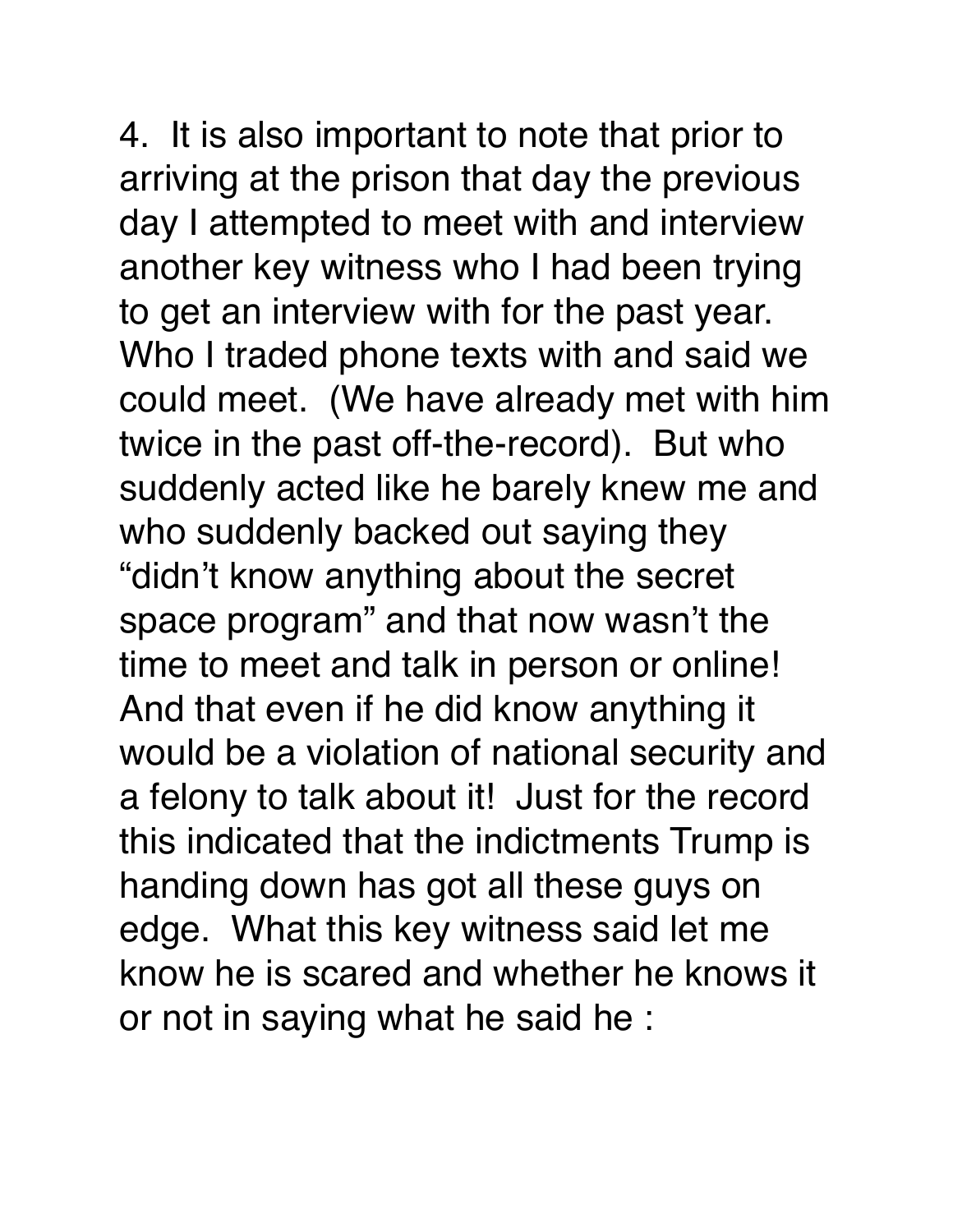4. It is also important to note that prior to arriving at the prison that day the previous day I attempted to meet with and interview another key witness who I had been trying to get an interview with for the past year. Who I traded phone texts with and said we could meet. (We have already met with him twice in the past off-the-record). But who suddenly acted like he barely knew me and who suddenly backed out saying they "didn't know anything about the secret space program" and that now wasn't the time to meet and talk in person or online! And that even if he did know anything it would be a violation of national security and a felony to talk about it! Just for the record this indicated that the indictments Trump is handing down has got all these guys on edge. What this key witness said let me know he is scared and whether he knows it or not in saying what he said he :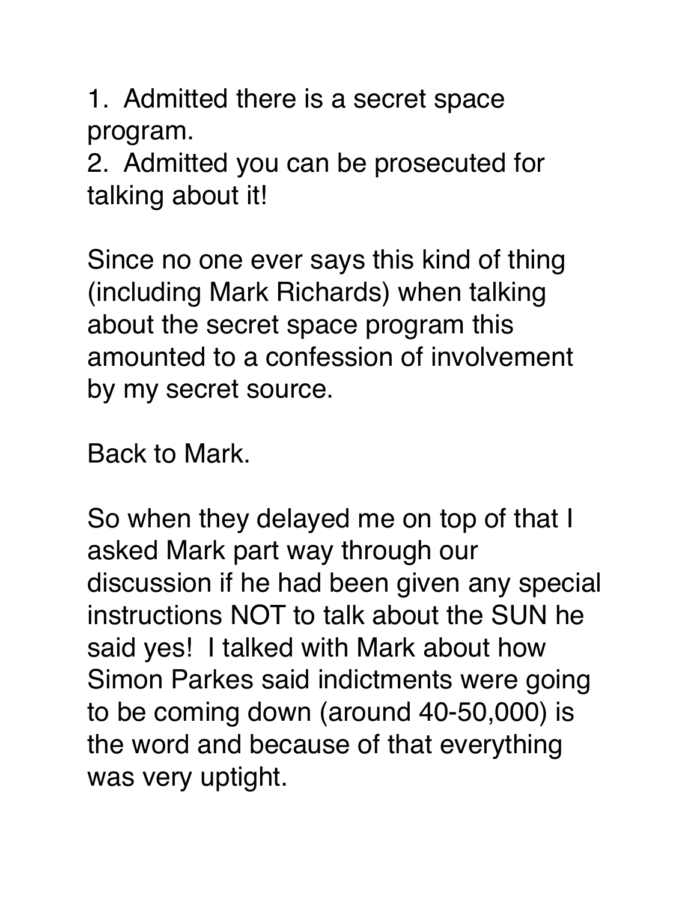1. Admitted there is a secret space program.
2. Admitted you can be prosecuted for talking about it!

Since no one ever says this kind of thing (including Mark Richards) when talking about the secret space program this amounted to a confession of involvement by my secret source.

Back to Mark.

So when they delayed me on top of that I asked Mark part way through our discussion if he had been given any special instructions NOT to talk about the SUN he said yes! I talked with Mark about how Simon Parkes said indictments were going to be coming down (around 40-50,000) is the word and because of that everything was very uptight.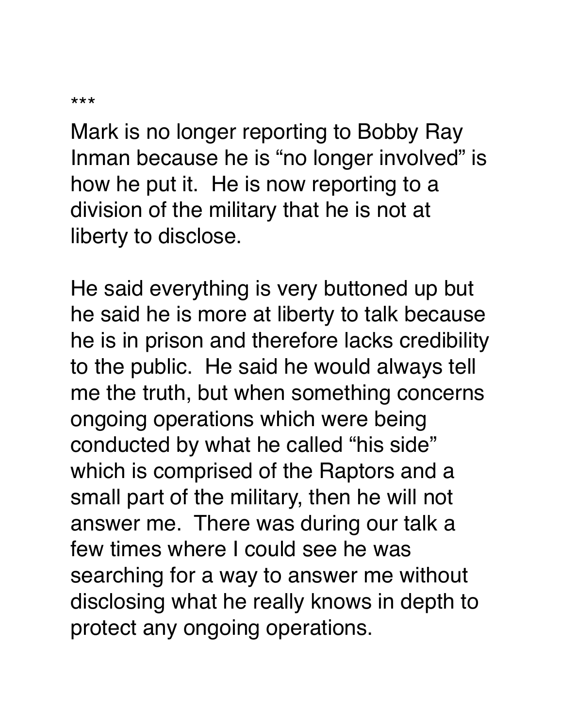***

Mark is no longer reporting to Bobby Ray Inman because he is “no longer involved” is how he put it.  He is now reporting to a division of the military that he is not at liberty to disclose.

He said everything is very buttoned up but he said he is more at liberty to talk because he is in prison and therefore lacks credibility to the public.  He said he would always tell me the truth, but when something concerns ongoing operations which were being conducted by what he called “his side” which is comprised of the Raptors and a small part of the military, then he will not answer me.  There was during our talk a few times where I could see he was searching for a way to answer me without disclosing what he really knows in depth to protect any ongoing operations.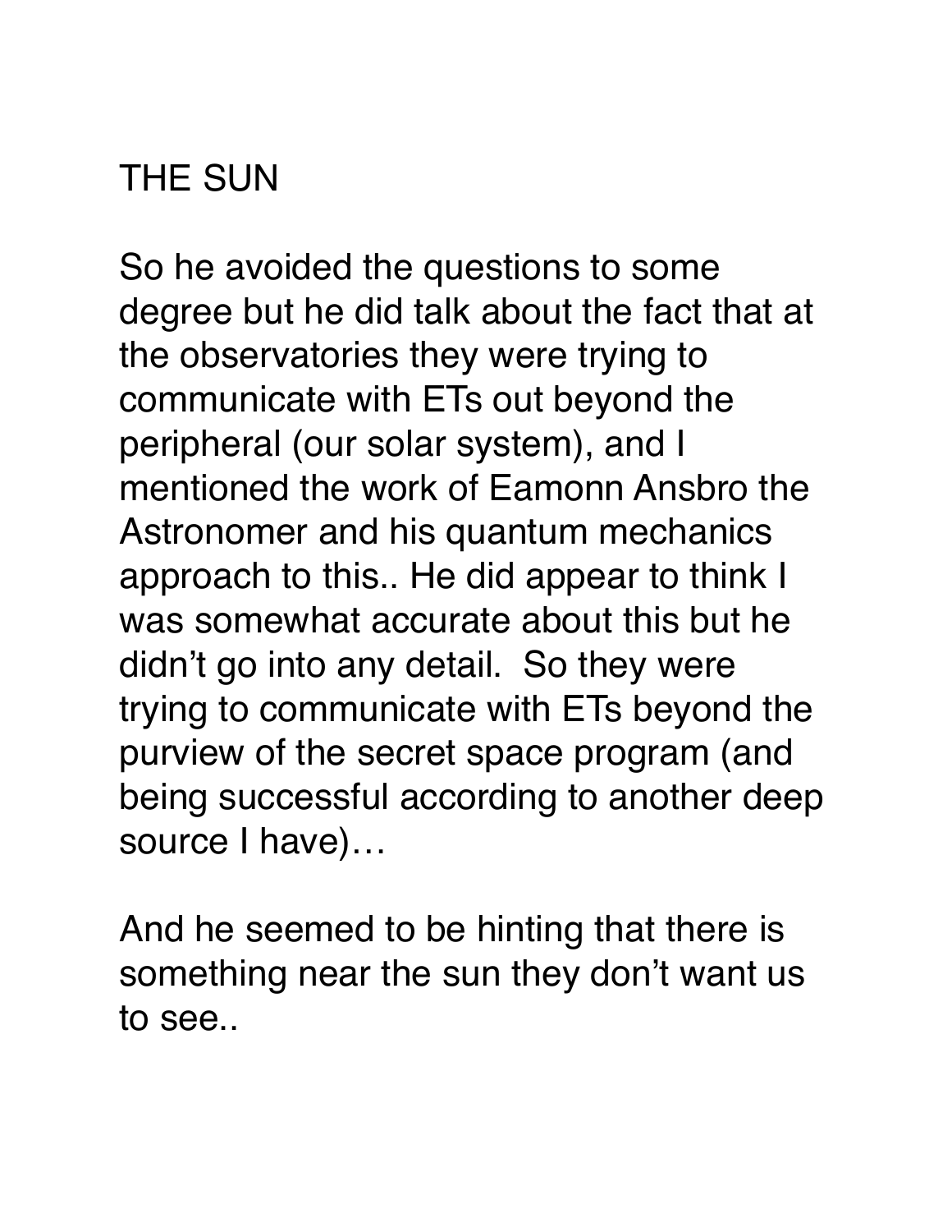THE SUN

So he avoided the questions to some degree but he did talk about the fact that at the observatories they were trying to communicate with ETs out beyond the peripheral (our solar system), and I mentioned the work of Eamonn Ansbro the Astronomer and his quantum mechanics approach to this.. He did appear to think I was somewhat accurate about this but he didn't go into any detail.  So they were trying to communicate with ETs beyond the purview of the secret space program (and being successful according to another deep source I have)…

And he seemed to be hinting that there is something near the sun they don't want us to see..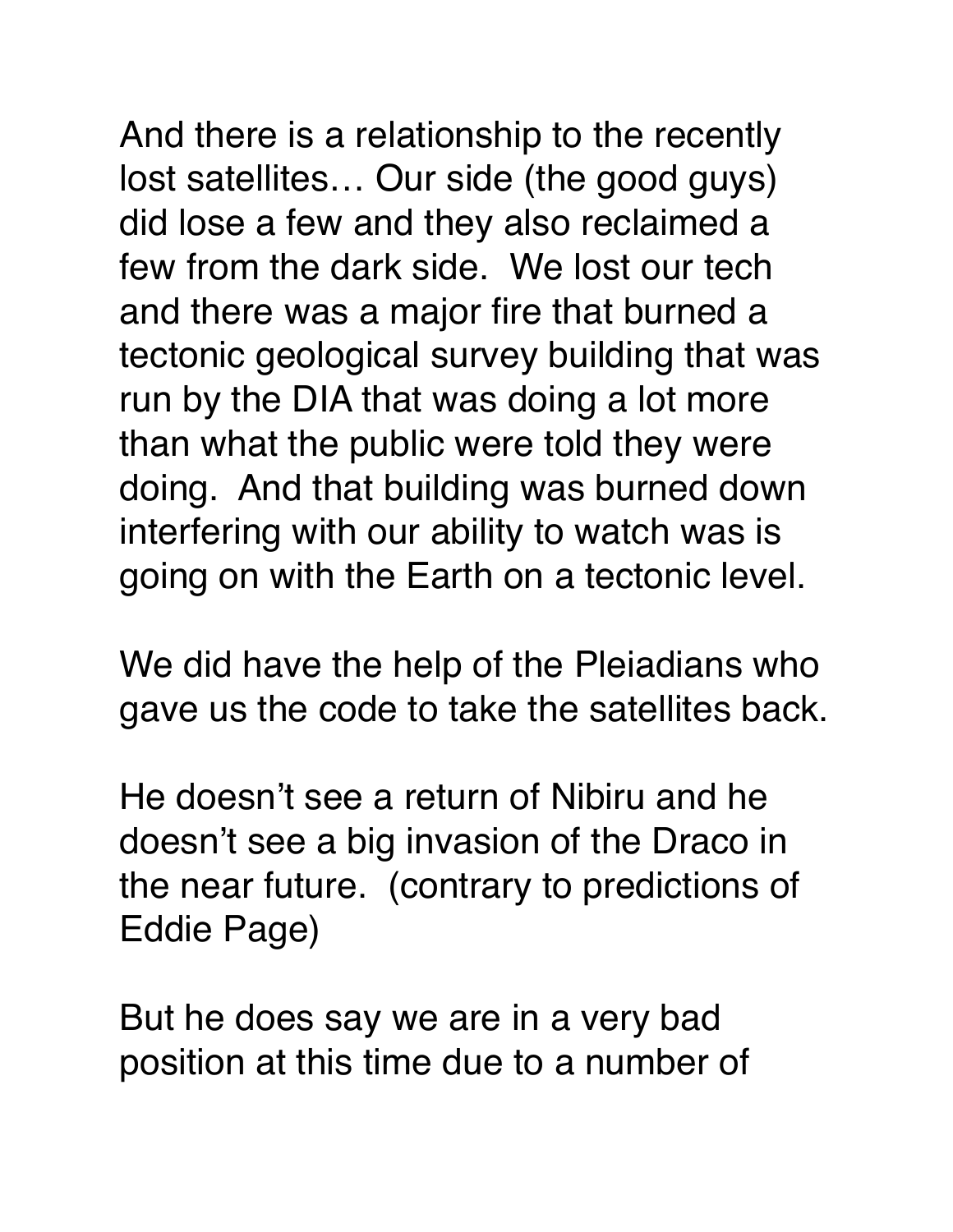And there is a relationship to the recently lost satellites… Our side (the good guys) did lose a few and they also reclaimed a few from the dark side. We lost our tech and there was a major fire that burned a tectonic geological survey building that was run by the DIA that was doing a lot more than what the public were told they were doing. And that building was burned down interfering with our ability to watch was is going on with the Earth on a tectonic level.

We did have the help of the Pleiadians who gave us the code to take the satellites back.

He doesn't see a return of Nibiru and he doesn't see a big invasion of the Draco in the near future. (contrary to predictions of Eddie Page)

But he does say we are in a very bad position at this time due to a number of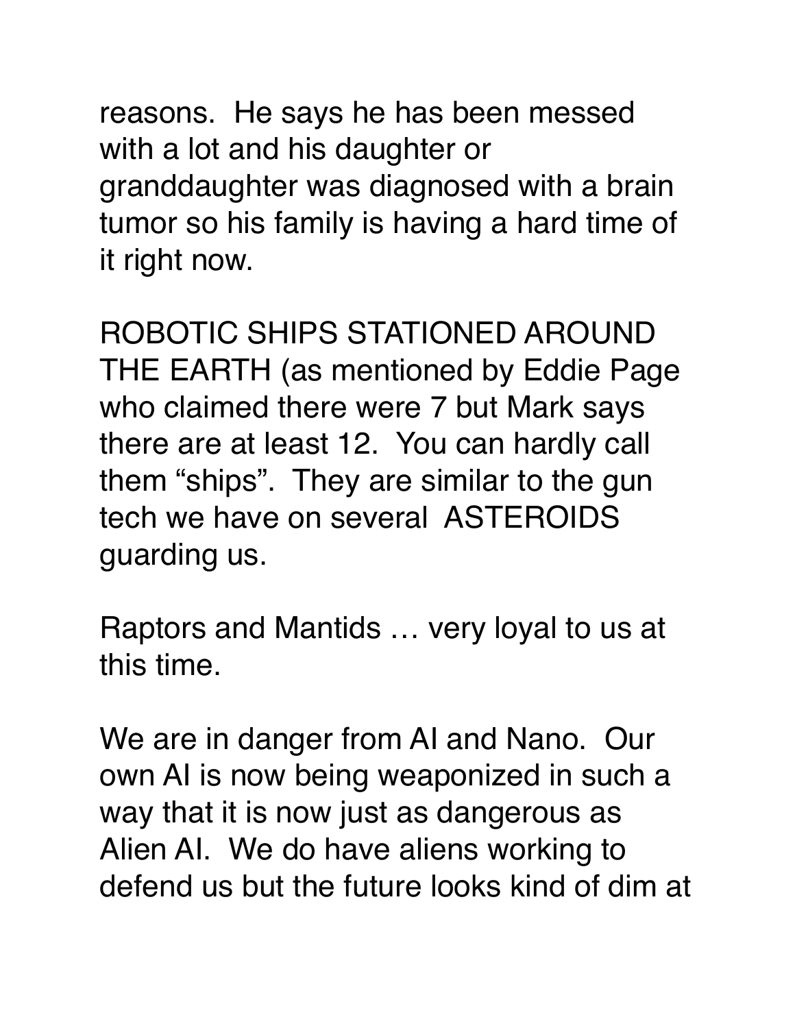reasons.  He says he has been messed with a lot and his daughter or granddaughter was diagnosed with a brain tumor so his family is having a hard time of it right now.

ROBOTIC SHIPS STATIONED AROUND THE EARTH (as mentioned by Eddie Page who claimed there were 7 but Mark says there are at least 12.  You can hardly call them “ships”.  They are similar to the gun tech we have on several  ASTEROIDS guarding us.

Raptors and Mantids … very loyal to us at this time.

We are in danger from AI and Nano.  Our own AI is now being weaponized in such a way that it is now just as dangerous as Alien AI.  We do have aliens working to defend us but the future looks kind of dim at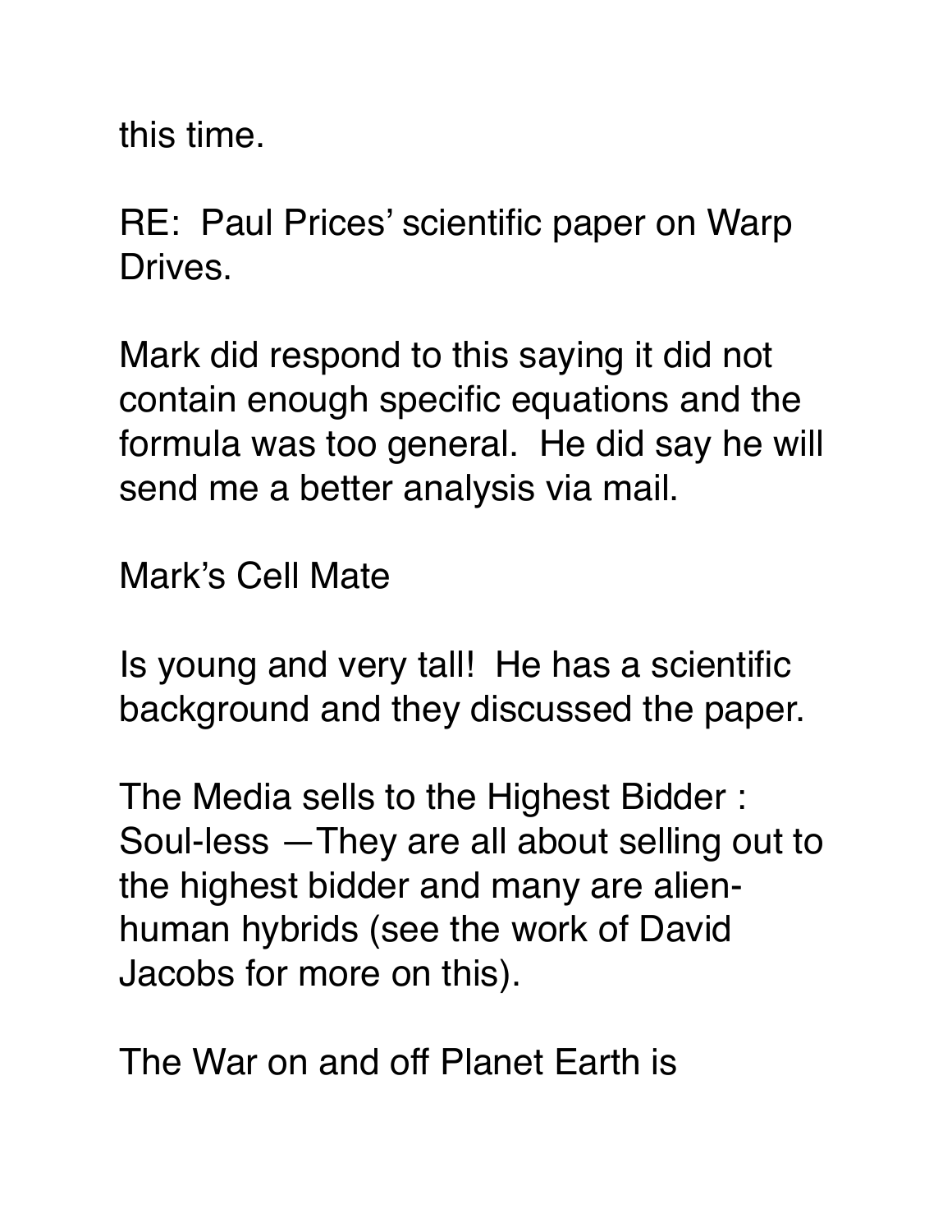this time.

RE: Paul Prices' scientific paper on Warp Drives.

Mark did respond to this saying it did not contain enough specific equations and the formula was too general. He did say he will send me a better analysis via mail.

Mark's Cell Mate

Is young and very tall! He has a scientific background and they discussed the paper.

The Media sells to the Highest Bidder : Soul-less —They are all about selling out to the highest bidder and many are alien-human hybrids (see the work of David Jacobs for more on this).

The War on and off Planet Earth is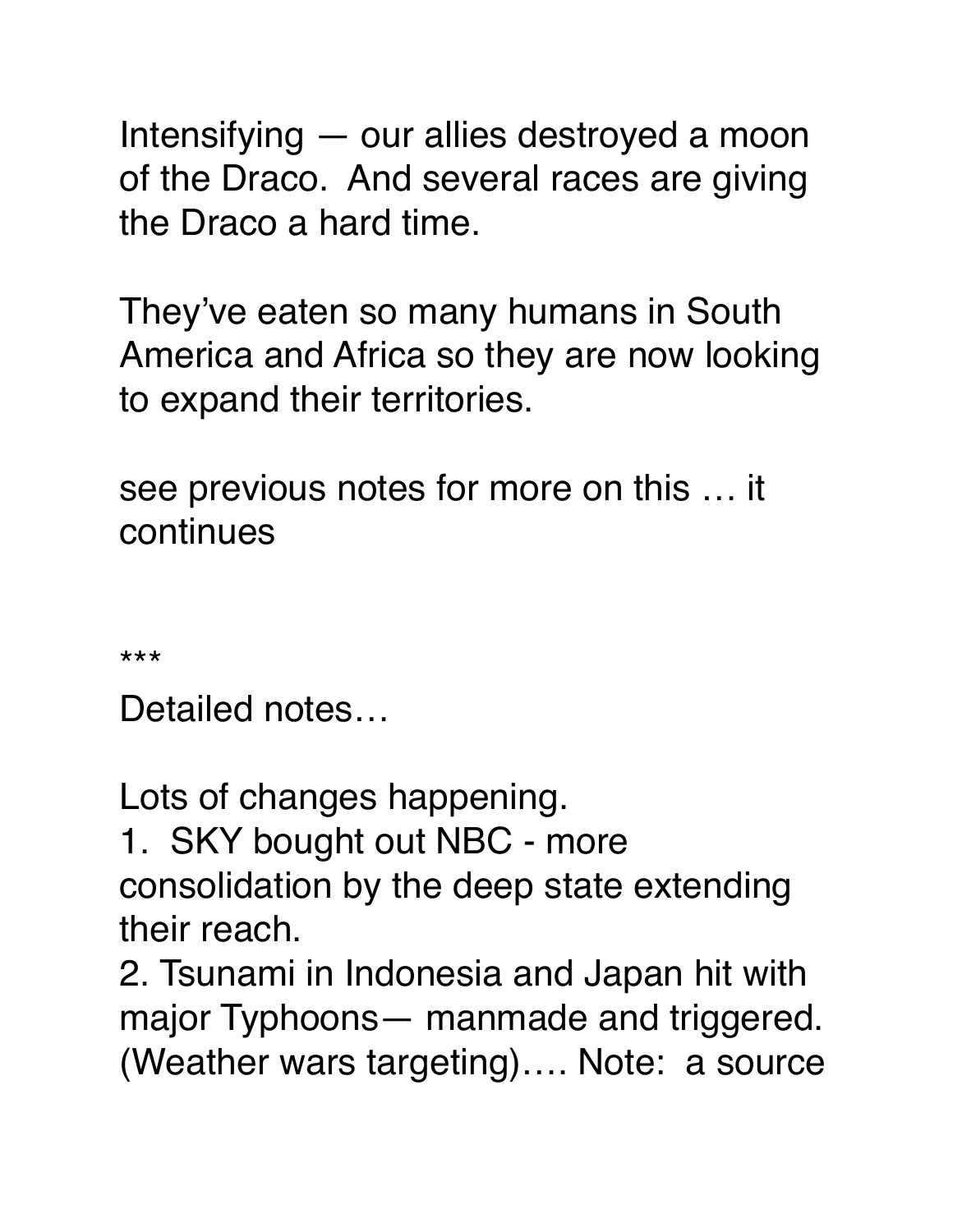Intensifying — our allies destroyed a moon of the Draco.  And several races are giving the Draco a hard time.

They've eaten so many humans in South America and Africa so they are now looking to expand their territories.

see previous notes for more on this … it continues

***

Detailed notes…

Lots of changes happening.

1. SKY bought out NBC - more consolidation by the deep state extending their reach.
2. Tsunami in Indonesia and Japan hit with major Typhoons— manmade and triggered. (Weather wars targeting)…. Note:  a source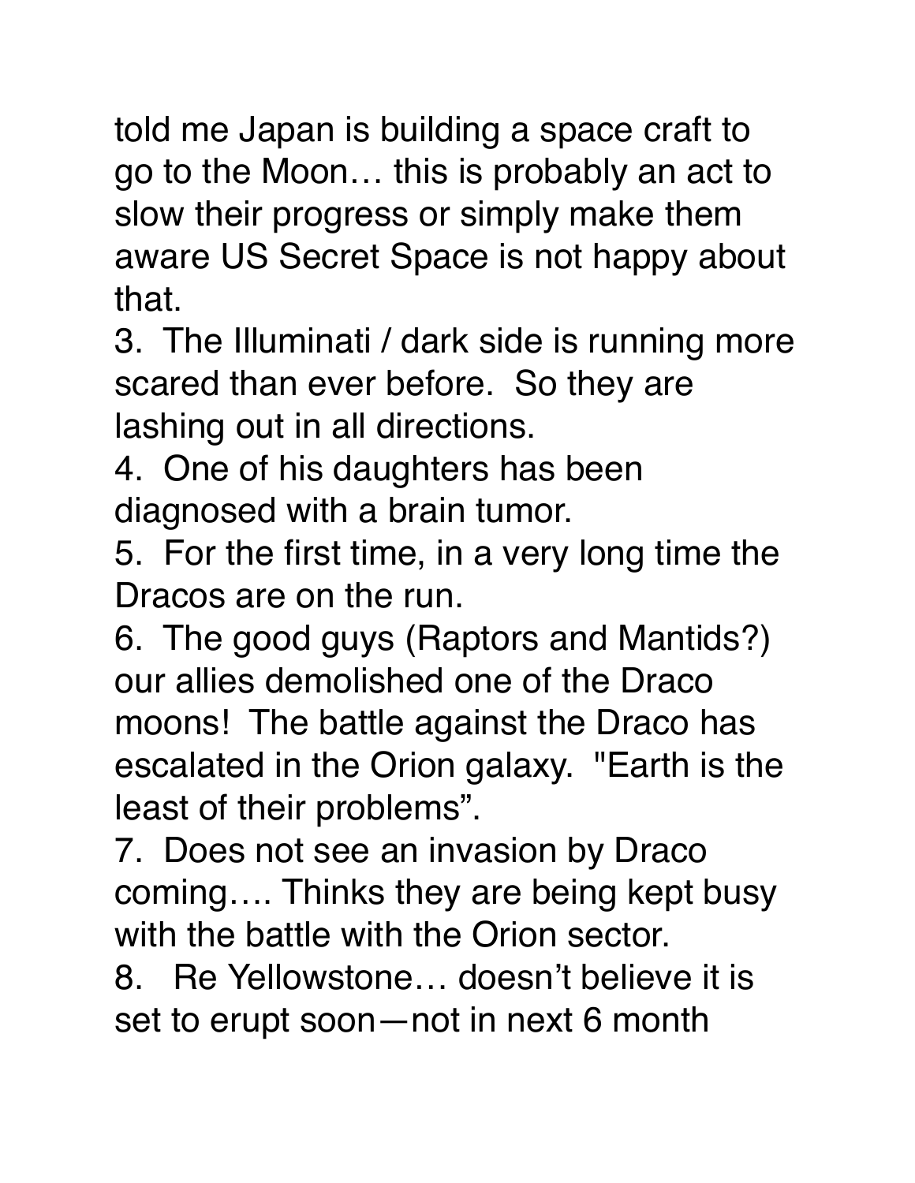told me Japan is building a space craft to go to the Moon… this is probably an act to slow their progress or simply make them aware US Secret Space is not happy about that.

3. The Illuminati / dark side is running more scared than ever before. So they are lashing out in all directions.
4. One of his daughters has been diagnosed with a brain tumor.
5. For the first time, in a very long time the Dracos are on the run.
6. The good guys (Raptors and Mantids?) our allies demolished one of the Draco moons! The battle against the Draco has escalated in the Orion galaxy. "Earth is the least of their problems".
7. Does not see an invasion by Draco coming…. Thinks they are being kept busy with the battle with the Orion sector.
8. Re Yellowstone… doesn't believe it is set to erupt soon—not in next 6 month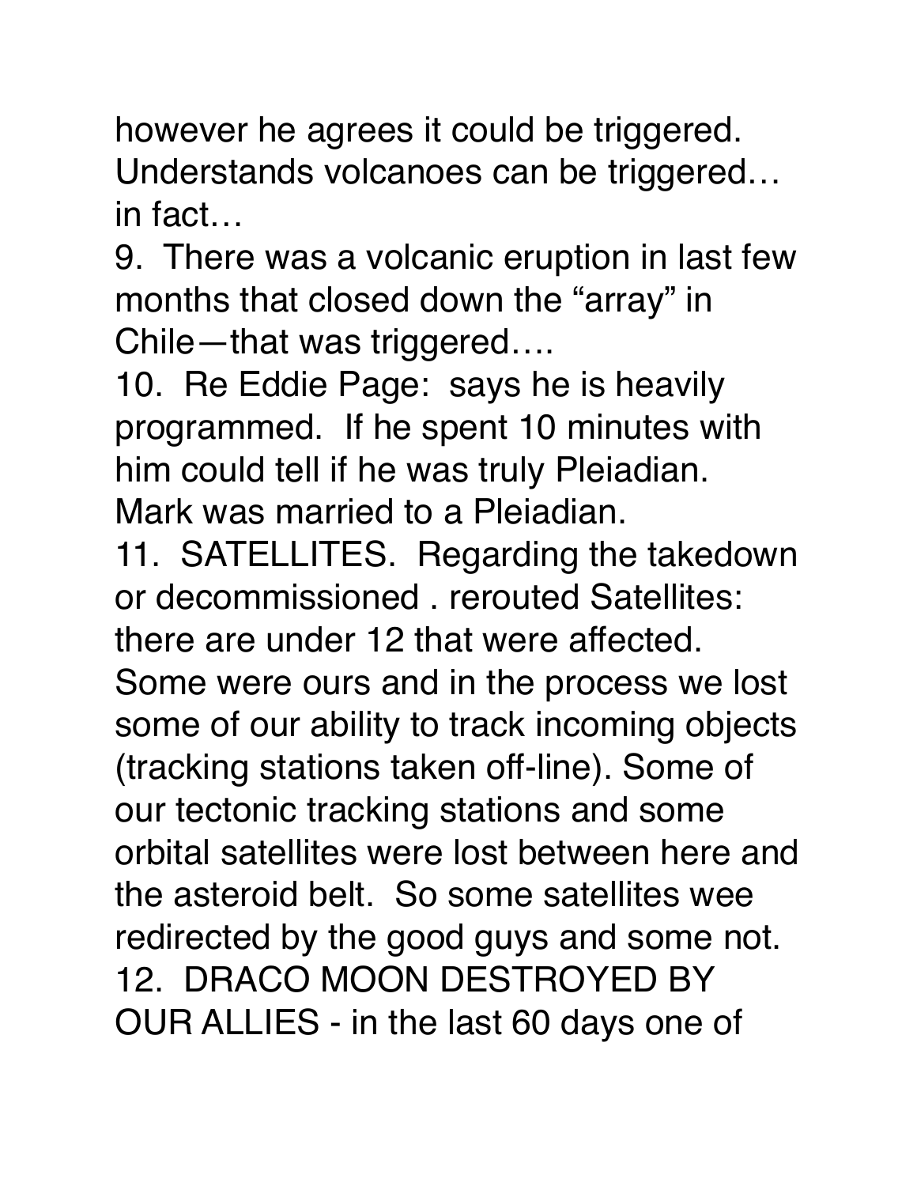however he agrees it could be triggered. Understands volcanoes can be triggered… in fact…

9. There was a volcanic eruption in last few months that closed down the “array” in Chile—that was triggered….

10. Re Eddie Page: says he is heavily programmed. If he spent 10 minutes with him could tell if he was truly Pleiadian. Mark was married to a Pleiadian.

11. SATELLITES. Regarding the takedown or decommissioned . rerouted Satellites: there are under 12 that were affected. Some were ours and in the process we lost some of our ability to track incoming objects (tracking stations taken off-line). Some of our tectonic tracking stations and some orbital satellites were lost between here and the asteroid belt. So some satellites wee redirected by the good guys and some not.

12. DRACO MOON DESTROYED BY OUR ALLIES - in the last 60 days one of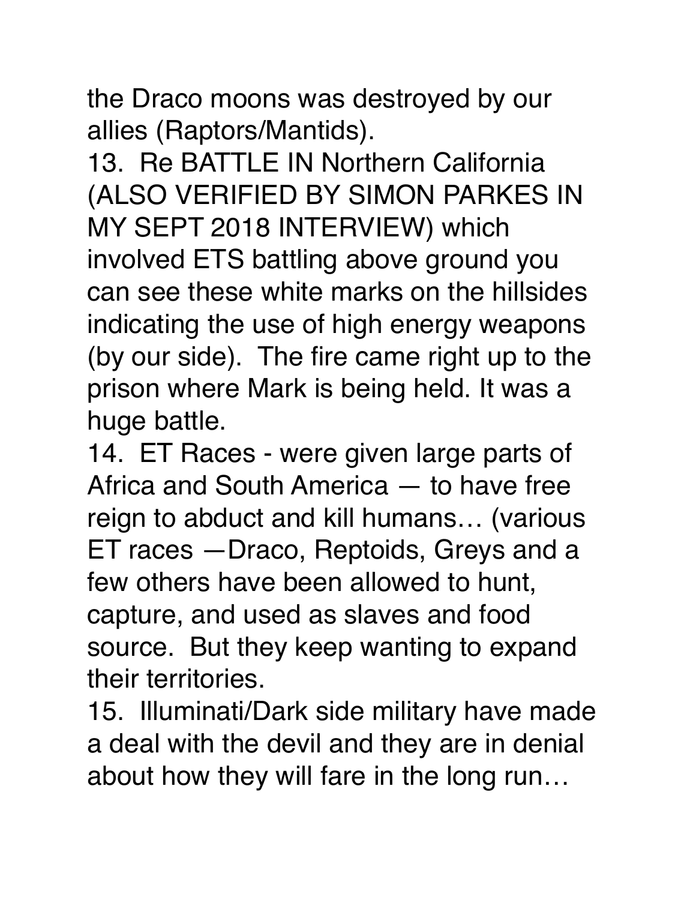the Draco moons was destroyed by our allies (Raptors/Mantids).

13. Re BATTLE IN Northern California (ALSO VERIFIED BY SIMON PARKES IN MY SEPT 2018 INTERVIEW) which involved ETS battling above ground you can see these white marks on the hillsides indicating the use of high energy weapons (by our side). The fire came right up to the prison where Mark is being held. It was a huge battle.

14. ET Races - were given large parts of Africa and South America — to have free reign to abduct and kill humans… (various ET races —Draco, Reptoids, Greys and a few others have been allowed to hunt, capture, and used as slaves and food source. But they keep wanting to expand their territories.

15. Illuminati/Dark side military have made a deal with the devil and they are in denial about how they will fare in the long run…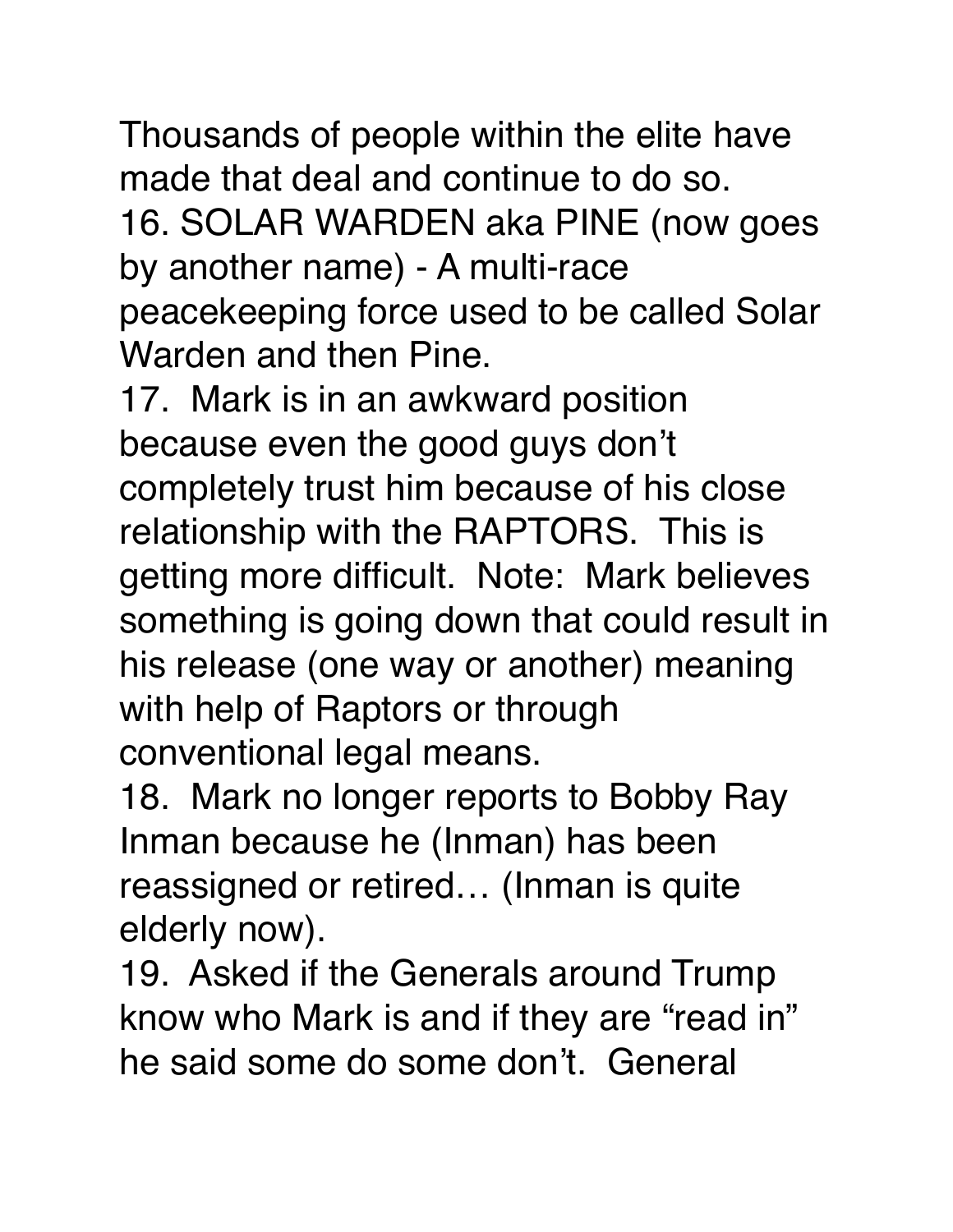Thousands of people within the elite have made that deal and continue to do so.

16. SOLAR WARDEN aka PINE (now goes by another name) - A multi-race peacekeeping force used to be called Solar Warden and then Pine.

17. Mark is in an awkward position because even the good guys don't completely trust him because of his close relationship with the RAPTORS. This is getting more difficult. Note: Mark believes something is going down that could result in his release (one way or another) meaning with help of Raptors or through conventional legal means.

18. Mark no longer reports to Bobby Ray Inman because he (Inman) has been reassigned or retired… (Inman is quite elderly now).

19. Asked if the Generals around Trump know who Mark is and if they are "read in" he said some do some don't. General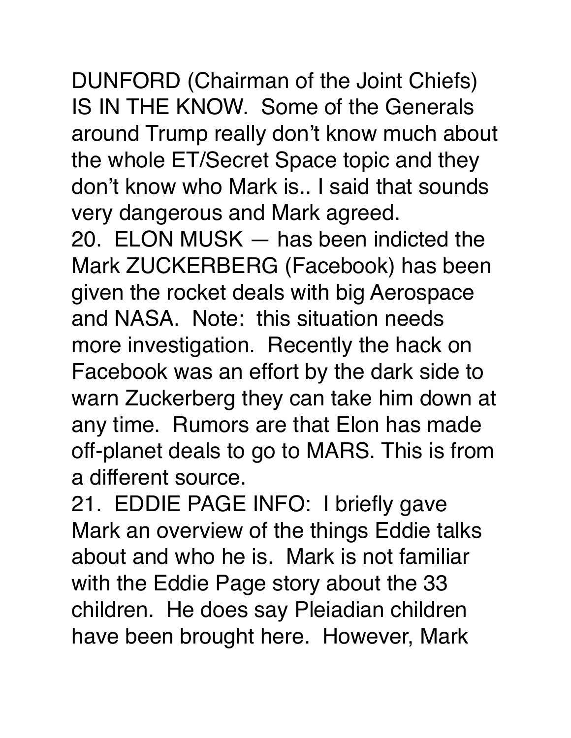DUNFORD (Chairman of the Joint Chiefs) IS IN THE KNOW.  Some of the Generals around Trump really don't know much about the whole ET/Secret Space topic and they don't know who Mark is.. I said that sounds very dangerous and Mark agreed.

20.  ELON MUSK — has been indicted the Mark ZUCKERBERG (Facebook) has been given the rocket deals with big Aerospace and NASA.  Note:  this situation needs more investigation.  Recently the hack on Facebook was an effort by the dark side to warn Zuckerberg they can take him down at any time.  Rumors are that Elon has made off-planet deals to go to MARS. This is from a different source.

21.  EDDIE PAGE INFO:  I briefly gave Mark an overview of the things Eddie talks about and who he is.  Mark is not familiar with the Eddie Page story about the 33 children.  He does say Pleiadian children have been brought here.  However, Mark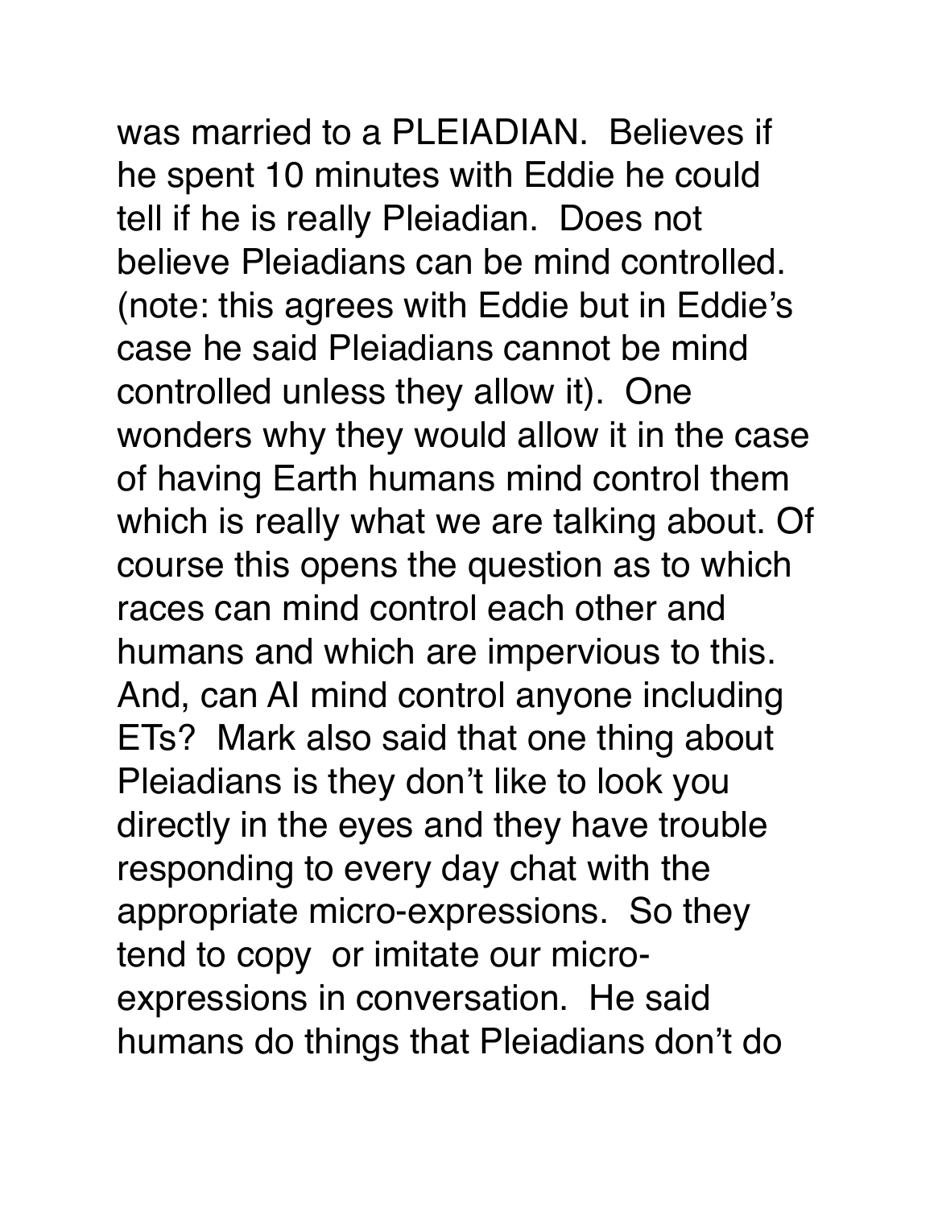was married to a PLEIADIAN. Believes if he spent 10 minutes with Eddie he could tell if he is really Pleiadian. Does not believe Pleiadians can be mind controlled. (note: this agrees with Eddie but in Eddie's case he said Pleiadians cannot be mind controlled unless they allow it). One wonders why they would allow it in the case of having Earth humans mind control them which is really what we are talking about. Of course this opens the question as to which races can mind control each other and humans and which are impervious to this. And, can AI mind control anyone including ETs? Mark also said that one thing about Pleiadians is they don't like to look you directly in the eyes and they have trouble responding to every day chat with the appropriate micro-expressions. So they tend to copy or imitate our micro-expressions in conversation. He said humans do things that Pleiadians don't do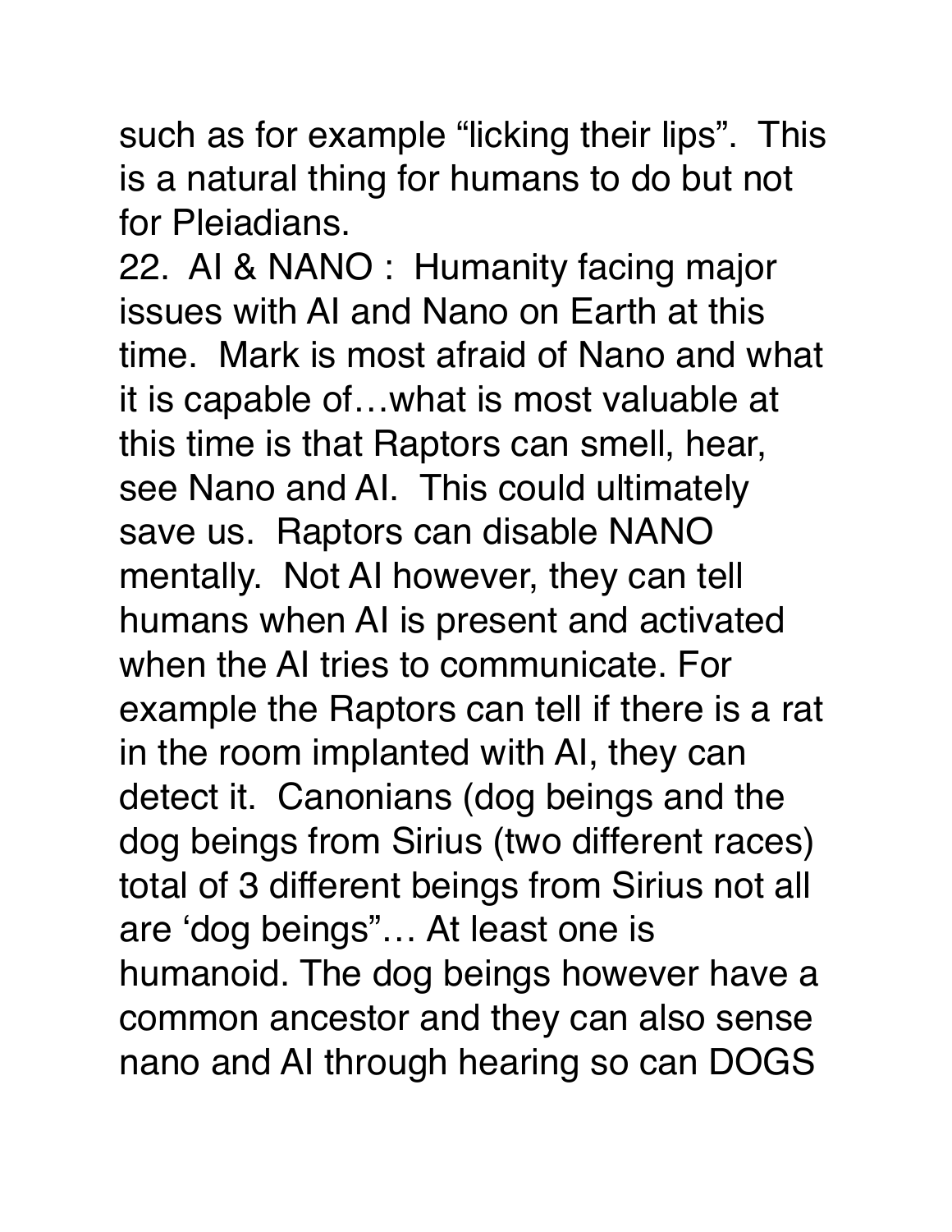such as for example “licking their lips”. This is a natural thing for humans to do but not for Pleiadians.

22. AI & NANO : Humanity facing major issues with AI and Nano on Earth at this time. Mark is most afraid of Nano and what it is capable of…what is most valuable at this time is that Raptors can smell, hear, see Nano and AI. This could ultimately save us. Raptors can disable NANO mentally. Not AI however, they can tell humans when AI is present and activated when the AI tries to communicate. For example the Raptors can tell if there is a rat in the room implanted with AI, they can detect it. Canonians (dog beings and the dog beings from Sirius (two different races) total of 3 different beings from Sirius not all are ‘dog beings”… At least one is humanoid. The dog beings however have a common ancestor and they can also sense nano and AI through hearing so can DOGS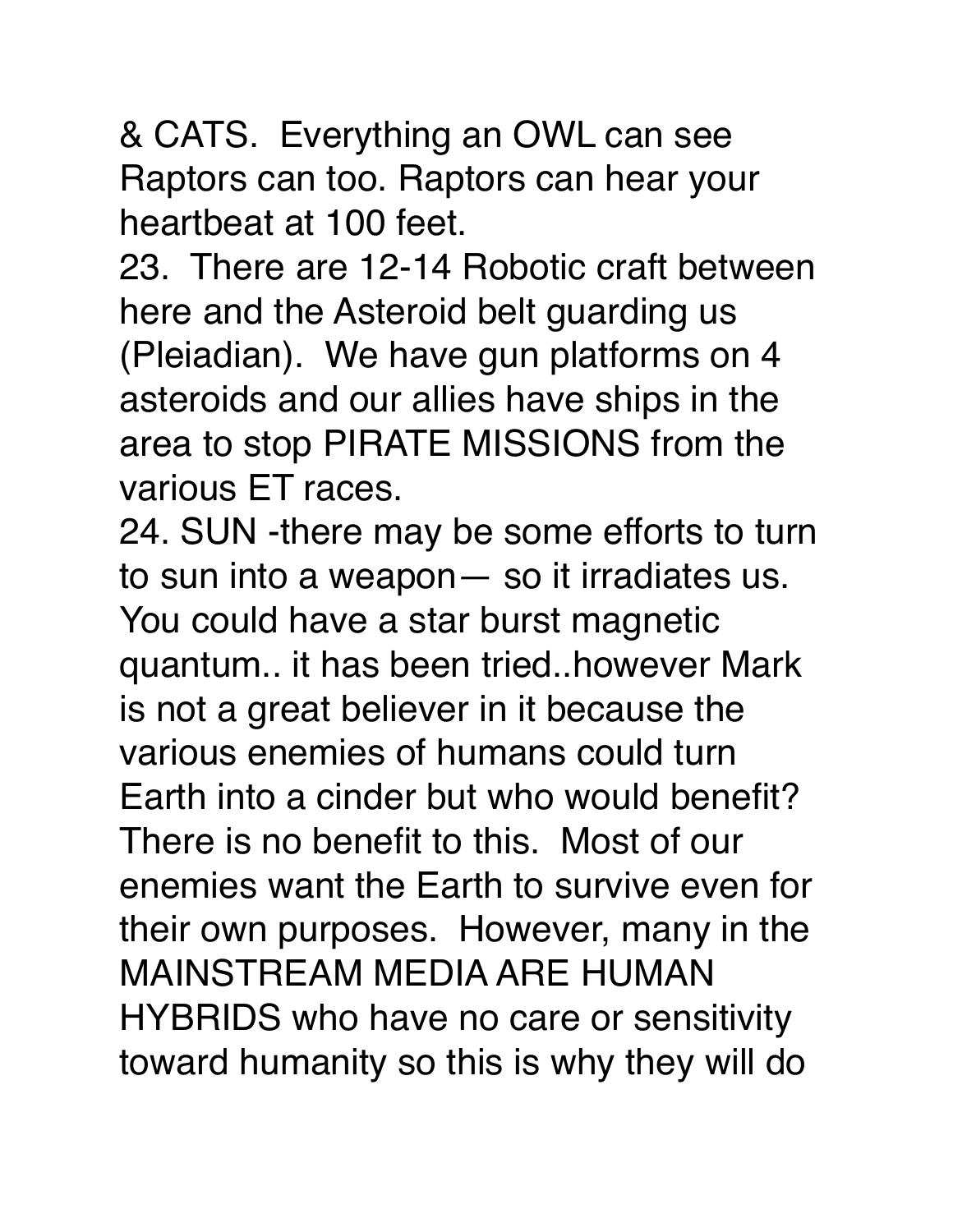& CATS. Everything an OWL can see Raptors can too. Raptors can hear your heartbeat at 100 feet.

23. There are 12-14 Robotic craft between here and the Asteroid belt guarding us (Pleiadian). We have gun platforms on 4 asteroids and our allies have ships in the area to stop PIRATE MISSIONS from the various ET races.

24. SUN -there may be some efforts to turn to sun into a weapon— so it irradiates us. You could have a star burst magnetic quantum.. it has been tried..however Mark is not a great believer in it because the various enemies of humans could turn Earth into a cinder but who would benefit? There is no benefit to this. Most of our enemies want the Earth to survive even for their own purposes. However, many in the MAINSTREAM MEDIA ARE HUMAN HYBRIDS who have no care or sensitivity toward humanity so this is why they will do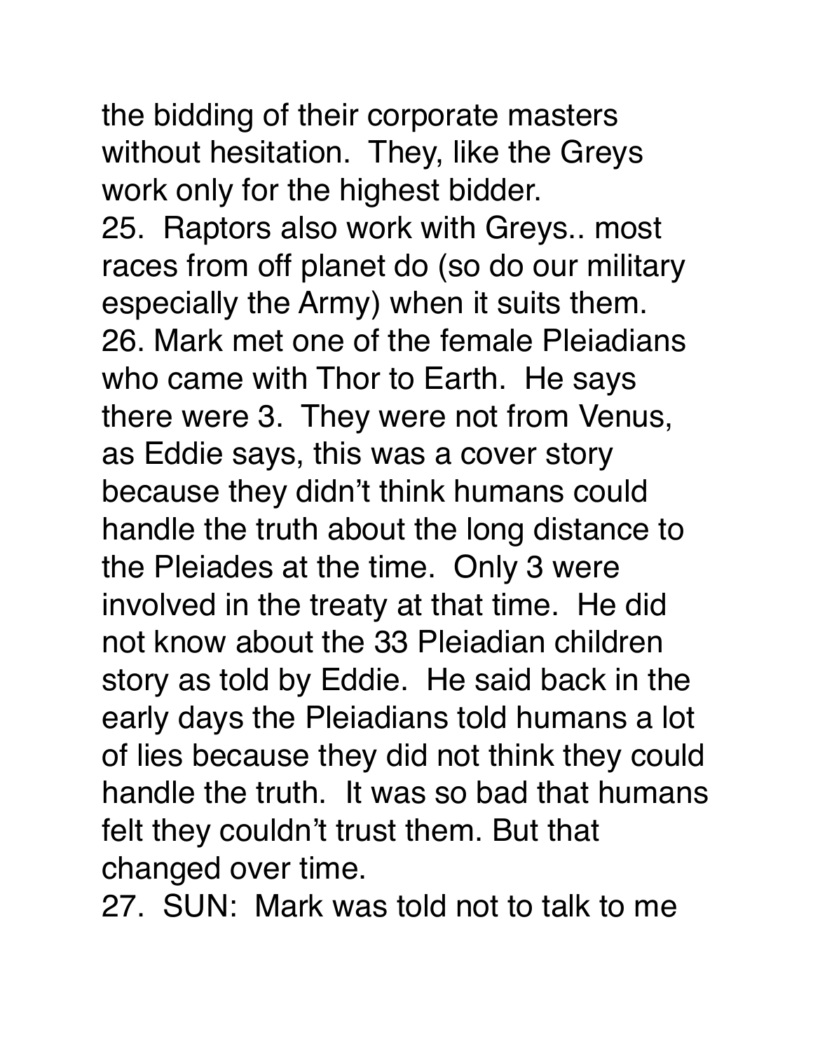the bidding of their corporate masters without hesitation.  They, like the Greys work only for the highest bidder.

25.  Raptors also work with Greys.. most races from off planet do (so do our military especially the Army) when it suits them.

26. Mark met one of the female Pleiadians who came with Thor to Earth.  He says there were 3.  They were not from Venus, as Eddie says, this was a cover story because they didn't think humans could handle the truth about the long distance to the Pleiades at the time.  Only 3 were involved in the treaty at that time.  He did not know about the 33 Pleiadian children story as told by Eddie.  He said back in the early days the Pleiadians told humans a lot of lies because they did not think they could handle the truth.  It was so bad that humans felt they couldn't trust them. But that changed over time.

27.  SUN:  Mark was told not to talk to me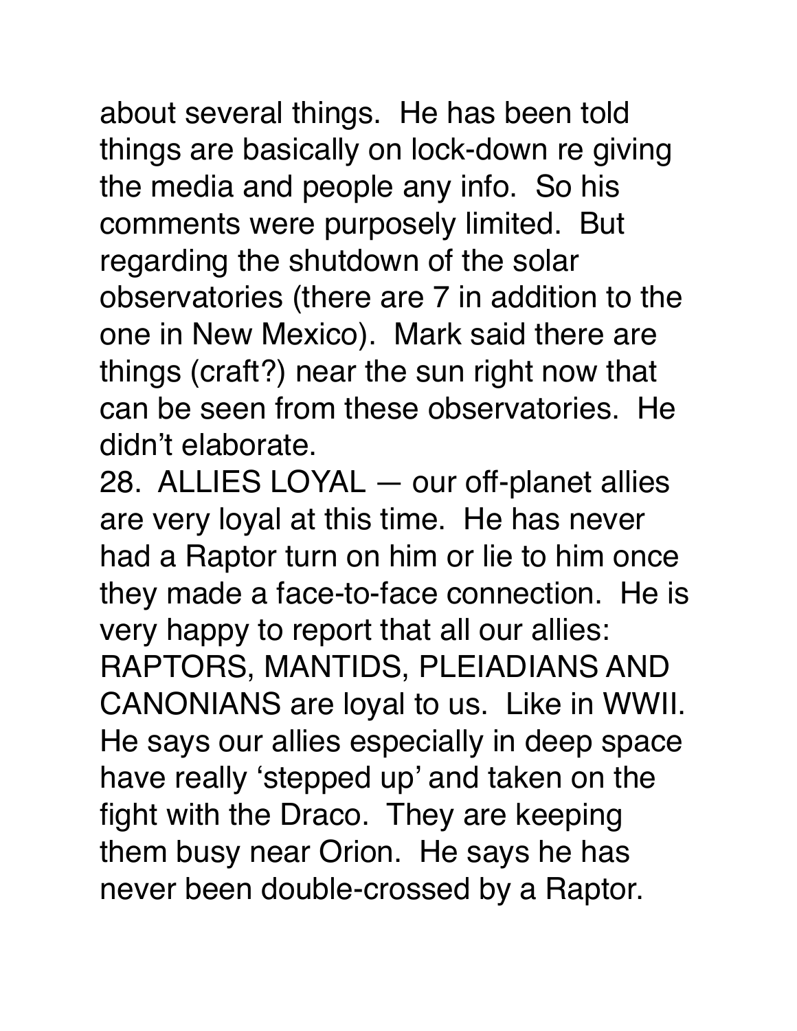about several things. He has been told things are basically on lock-down re giving the media and people any info. So his comments were purposely limited. But regarding the shutdown of the solar observatories (there are 7 in addition to the one in New Mexico). Mark said there are things (craft?) near the sun right now that can be seen from these observatories. He didn't elaborate.

28. ALLIES LOYAL — our off-planet allies are very loyal at this time. He has never had a Raptor turn on him or lie to him once they made a face-to-face connection. He is very happy to report that all our allies: RAPTORS, MANTIDS, PLEIADIANS AND CANONIANS are loyal to us. Like in WWII. He says our allies especially in deep space have really 'stepped up' and taken on the fight with the Draco. They are keeping them busy near Orion. He says he has never been double-crossed by a Raptor.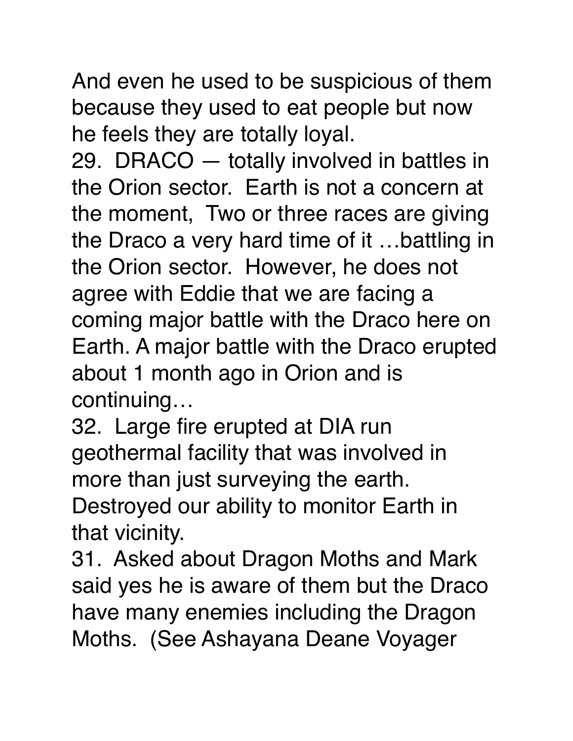And even he used to be suspicious of them because they used to eat people but now he feels they are totally loyal.

29. DRACO — totally involved in battles in the Orion sector. Earth is not a concern at the moment, Two or three races are giving the Draco a very hard time of it …battling in the Orion sector. However, he does not agree with Eddie that we are facing a coming major battle with the Draco here on Earth. A major battle with the Draco erupted about 1 month ago in Orion and is continuing…

32. Large fire erupted at DIA run geothermal facility that was involved in more than just surveying the earth. Destroyed our ability to monitor Earth in that vicinity.

31. Asked about Dragon Moths and Mark said yes he is aware of them but the Draco have many enemies including the Dragon Moths. (See Ashayana Deane Voyager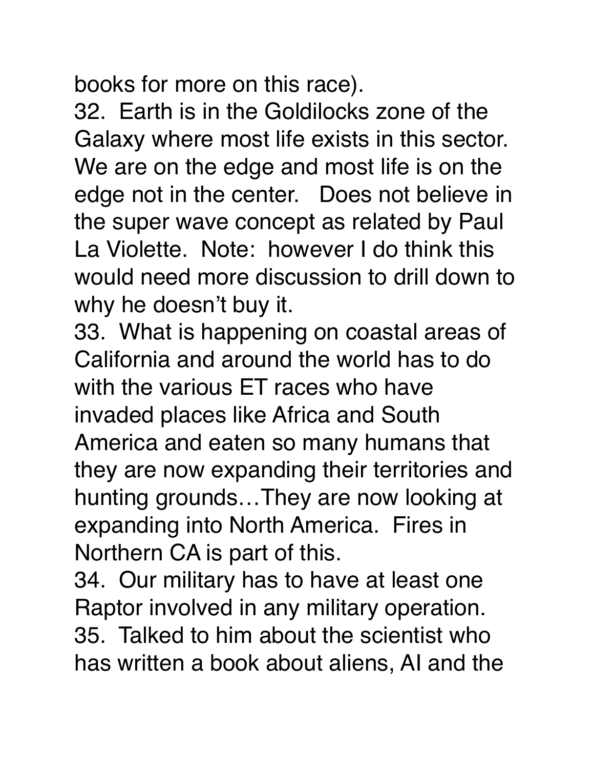books for more on this race).

32. Earth is in the Goldilocks zone of the Galaxy where most life exists in this sector. We are on the edge and most life is on the edge not in the center. Does not believe in the super wave concept as related by Paul La Violette. Note: however I do think this would need more discussion to drill down to why he doesn't buy it.

33. What is happening on coastal areas of California and around the world has to do with the various ET races who have invaded places like Africa and South America and eaten so many humans that they are now expanding their territories and hunting grounds…They are now looking at expanding into North America. Fires in Northern CA is part of this.

34. Our military has to have at least one Raptor involved in any military operation.

35. Talked to him about the scientist who has written a book about aliens, AI and the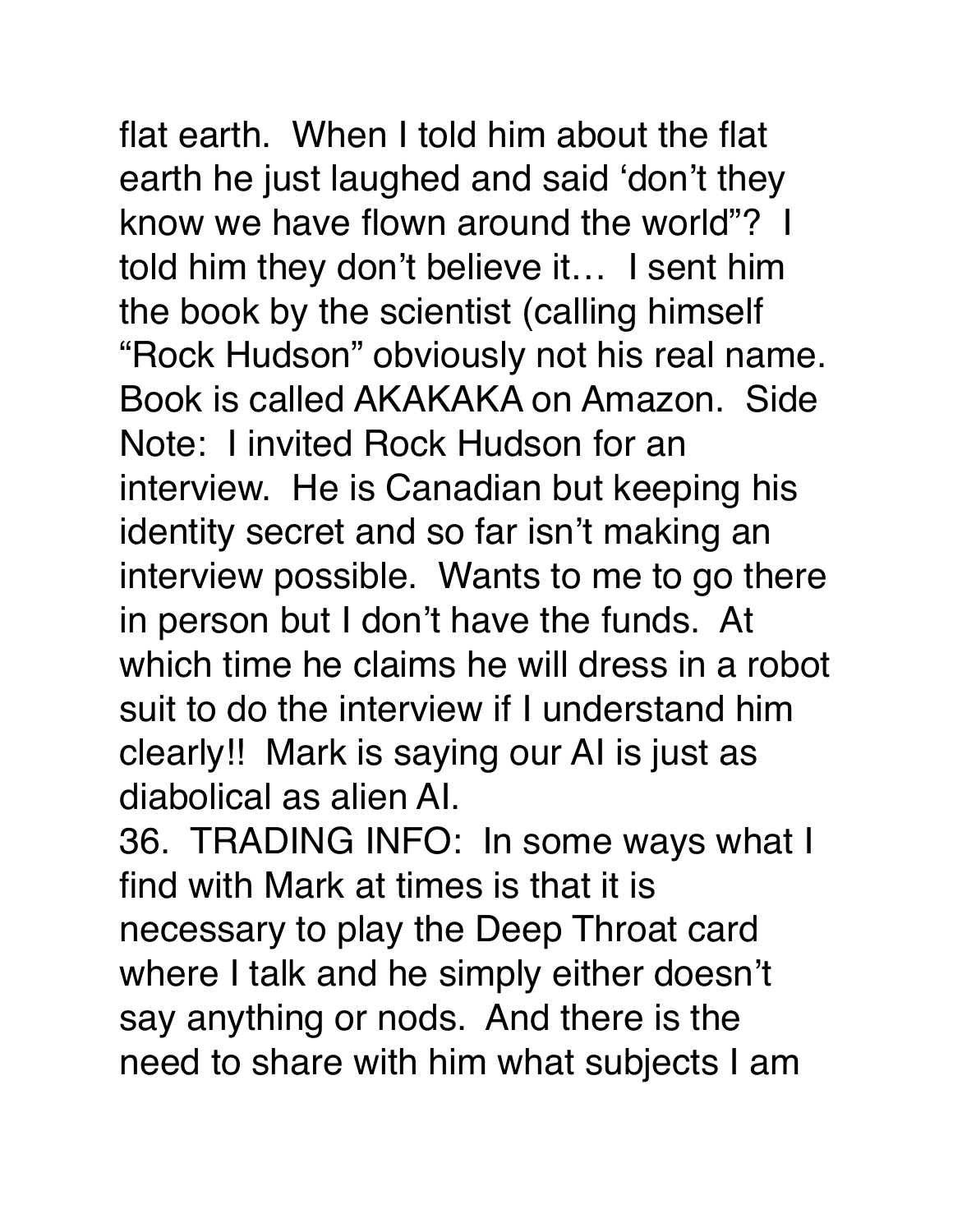flat earth. When I told him about the flat earth he just laughed and said 'don't they know we have flown around the world"? I told him they don't believe it… I sent him the book by the scientist (calling himself "Rock Hudson" obviously not his real name. Book is called AKAKAKA on Amazon. Side Note: I invited Rock Hudson for an interview. He is Canadian but keeping his identity secret and so far isn't making an interview possible. Wants to me to go there in person but I don't have the funds. At which time he claims he will dress in a robot suit to do the interview if I understand him clearly!! Mark is saying our AI is just as diabolical as alien AI.

36. TRADING INFO: In some ways what I find with Mark at times is that it is necessary to play the Deep Throat card where I talk and he simply either doesn't say anything or nods. And there is the need to share with him what subjects I am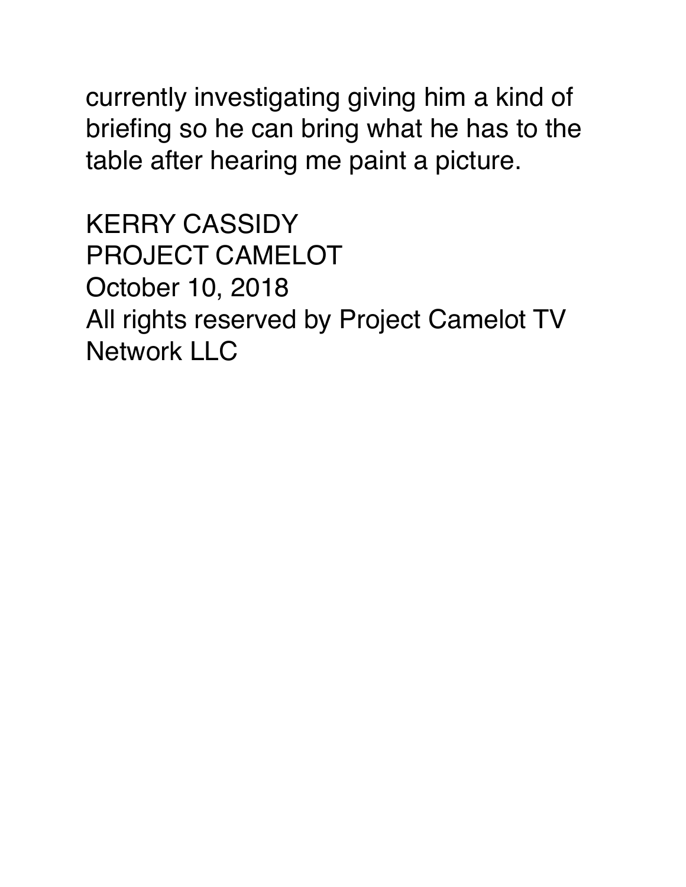currently investigating giving him a kind of briefing so he can bring what he has to the table after hearing me paint a picture.

KERRY CASSIDY
PROJECT CAMELOT
October 10, 2018
All rights reserved by Project Camelot TV Network LLC